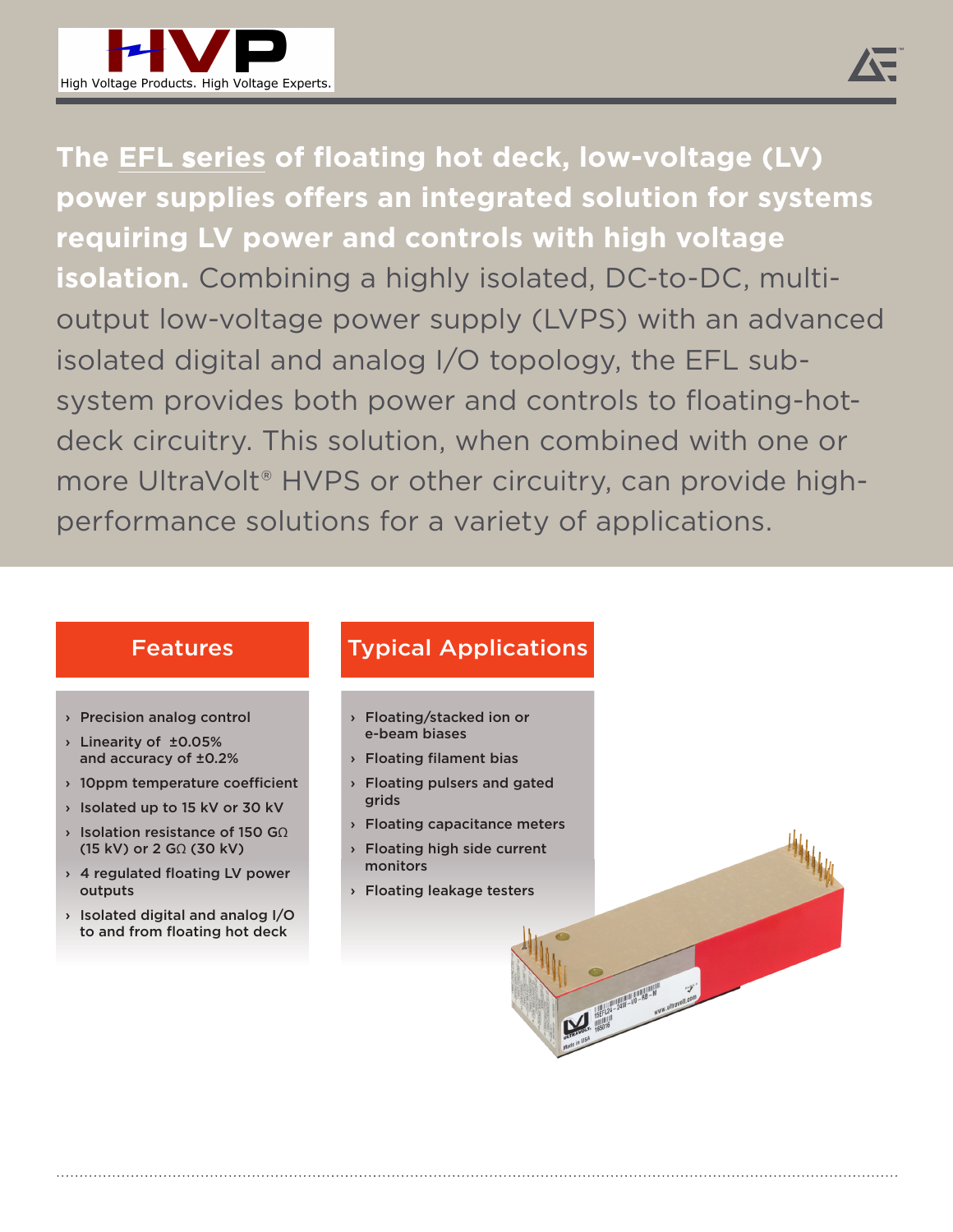HVP

High Voltage Products. High Voltage Experts.

**The EFL series of floating hot deck, low-voltage (LV) power supplies offers an integrated solution for systems requiring LV power and controls with high voltage isolation.** Combining a highly isolated, DC-to-DC, multi-output low-voltage power supply (LVPS) with an advanced isolated digital and analog I/O topology, the EFL sub-system provides both power and controls to floating-hot-deck circuitry. This solution, when combined with one or more UltraVolt® HVPS or other circuitry, can provide high-performance solutions for a variety of applications.

## Features

- Precision analog control
- Linearity of ±0.05% and accuracy of ±0.2%
- 10ppm temperature coefficient
- Isolated up to 15 kV or 30 kV
- Isolation resistance of 150 GΩ (15 kV) or 2 GΩ (30 kV)
- 4 regulated floating LV power outputs
- Isolated digital and analog I/O to and from floating hot deck

## Typical Applications

- Floating/stacked ion or e-beam biases
- Floating filament bias
- Floating pulsers and gated grids
- Floating capacitance meters
- Floating high side current monitors
- Floating leakage testers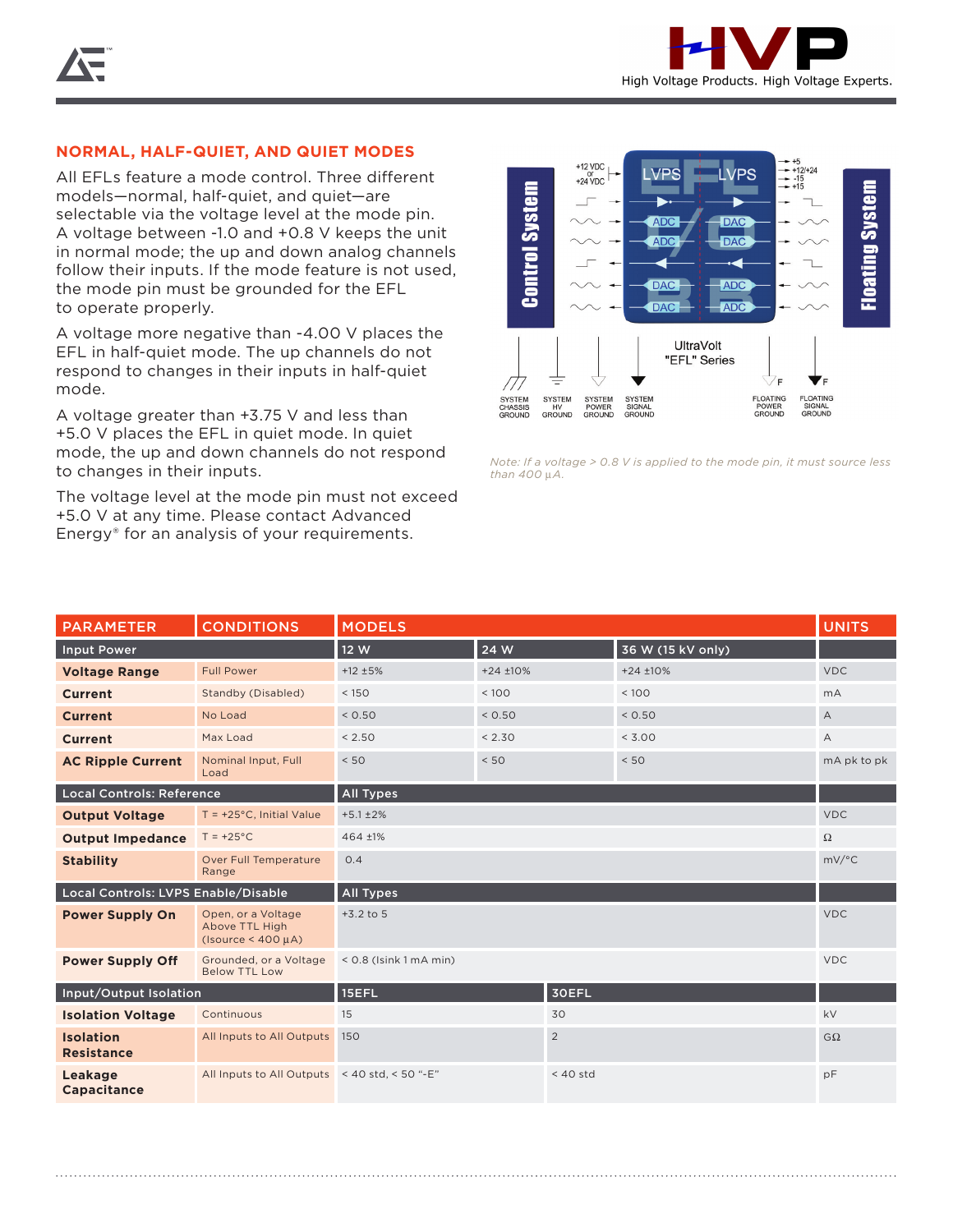## NORMAL, HALF-QUIET, AND QUIET MODES

All EFLs feature a mode control. Three different models—normal, half-quiet, and quiet—are selectable via the voltage level at the mode pin. A voltage between -1.0 and +0.8 V keeps the unit in normal mode; the up and down analog channels follow their inputs. If the mode feature is not used, the mode pin must be grounded for the EFL to operate properly.

A voltage more negative than -4.00 V places the EFL in half-quiet mode. The up channels do not respond to changes in their inputs in half-quiet mode.

A voltage greater than +3.75 V and less than +5.0 V places the EFL in quiet mode. In quiet mode, the up and down channels do not respond to changes in their inputs.

The voltage level at the mode pin must not exceed +5.0 V at any time. Please contact Advanced Energy® for an analysis of your requirements.

Control System — +12 VDC or +24 VDC — LVPS — LVPS — +5, +12/+24, -15, +15 — Floating System — ADC, DAC, DAC, ADC, DAC, ADC, DAC, ADC — UltraVolt "EFL" Series — SYSTEM CHASSIS GROUND, SYSTEM HV GROUND, SYSTEM POWER GROUND, SYSTEM SIGNAL GROUND, FLOATING POWER GROUND, FLOATING SIGNAL GROUND

*Note: If a voltage > 0.8 V is applied to the mode pin, it must source less than 400 µA.*

| PARAMETER | CONDITIONS | MODELS | | | UNITS |
|---|---|---|---|---|---|
| **Input Power** | | 12 W | 24 W | 36 W (15 kV only) | |
| **Voltage Range** | Full Power | +12 ±5% | +24 ±10% | +24 ±10% | VDC |
| **Current** | Standby (Disabled) | < 150 | < 100 | < 100 | mA |
| **Current** | No Load | < 0.50 | < 0.50 | < 0.50 | A |
| **Current** | Max Load | < 2.50 | < 2.30 | < 3.00 | A |
| **AC Ripple Current** | Nominal Input, Full Load | < 50 | < 50 | < 50 | mA pk to pk |
| **Local Controls: Reference** | | All Types | | | |
| **Output Voltage** | T = +25°C, Initial Value | +5.1 ±2% | | | VDC |
| **Output Impedance** | T = +25°C | 464 ±1% | | | Ω |
| **Stability** | Over Full Temperature Range | 0.4 | | | mV/°C |
| **Local Controls: LVPS Enable/Disable** | | All Types | | | |
| **Power Supply On** | Open, or a Voltage Above TTL High (Isource < 400 µA) | +3.2 to 5 | | | VDC |
| **Power Supply Off** | Grounded, or a Voltage Below TTL Low | < 0.8 (Isink 1 mA min) | | | VDC |
| **Input/Output Isolation** | | 15EFL | 30EFL | | |
| **Isolation Voltage** | Continuous | 15 | 30 | | kV |
| **Isolation Resistance** | All Inputs to All Outputs | 150 | 2 | | GΩ |
| **Leakage Capacitance** | All Inputs to All Outputs | < 40 std, < 50 "-E" | < 40 std | | pF |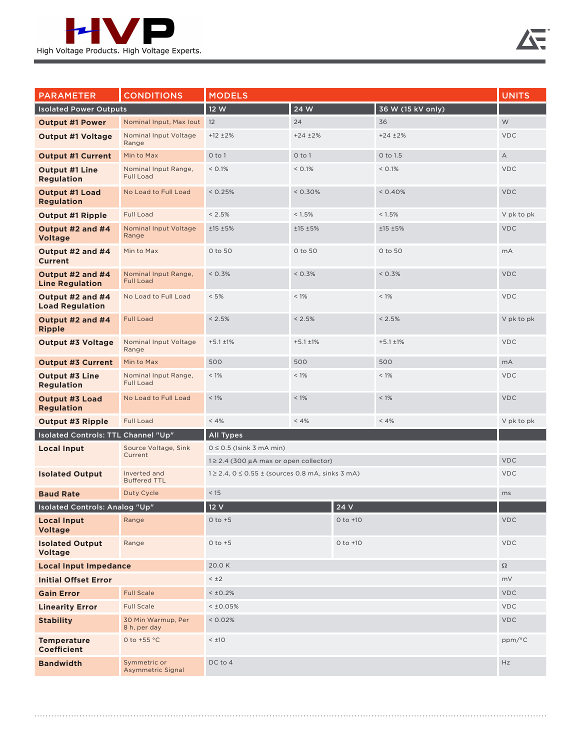| PARAMETER | CONDITIONS | MODELS | | | UNITS |
|---|---|---|---|---|---|
| **Isolated Power Outputs** | | **12 W** | **24 W** | **36 W (15 kV only)** | |
| **Output #1 Power** | Nominal Input, Max Iout | 12 | 24 | 36 | W |
| **Output #1 Voltage** | Nominal Input Voltage Range | +12 ±2% | +24 ±2% | +24 ±2% | VDC |
| **Output #1 Current** | Min to Max | 0 to 1 | 0 to 1 | 0 to 1.5 | A |
| **Output #1 Line Regulation** | Nominal Input Range, Full Load | < 0.1% | < 0.1% | < 0.1% | VDC |
| **Output #1 Load Regulation** | No Load to Full Load | < 0.25% | < 0.30% | < 0.40% | VDC |
| **Output #1 Ripple** | Full Load | < 2.5% | < 1.5% | < 1.5% | V pk to pk |
| **Output #2 and #4 Voltage** | Nominal Input Voltage Range | ±15 ±5% | ±15 ±5% | ±15 ±5% | VDC |
| **Output #2 and #4 Current** | Min to Max | 0 to 50 | 0 to 50 | 0 to 50 | mA |
| **Output #2 and #4 Line Regulation** | Nominal Input Range, Full Load | < 0.3% | < 0.3% | < 0.3% | VDC |
| **Output #2 and #4 Load Regulation** | No Load to Full Load | < 5% | < 1% | < 1% | VDC |
| **Output #2 and #4 Ripple** | Full Load | < 2.5% | < 2.5% | < 2.5% | V pk to pk |
| **Output #3 Voltage** | Nominal Input Voltage Range | +5.1 ±1% | +5.1 ±1% | +5.1 ±1% | VDC |
| **Output #3 Current** | Min to Max | 500 | 500 | 500 | mA |
| **Output #3 Line Regulation** | Nominal Input Range, Full Load | < 1% | < 1% | < 1% | VDC |
| **Output #3 Load Regulation** | No Load to Full Load | < 1% | < 1% | < 1% | VDC |
| **Output #3 Ripple** | Full Load | < 4% | < 4% | < 4% | V pk to pk |

| PARAMETER | CONDITIONS | MODELS | UNITS |
|---|---|---|---|
| **Isolated Controls: TTL Channel "Up"** | | **All Types** | |
| **Local Input** | Source Voltage, Sink Current | 0 ≤ 0.5 (Isink 3 mA min) | |
| | | 1 ≥ 2.4 (300 µA max or open collector) | VDC |
| **Isolated Output** | Inverted and Buffered TTL | 1 ≥ 2.4, 0 ≤ 0.55 ± (sources 0.8 mA, sinks 3 mA) | VDC |
| **Baud Rate** | Duty Cycle | < 15 | ms |

| PARAMETER | CONDITIONS | MODELS | | UNITS |
|---|---|---|---|---|
| **Isolated Controls: Analog "Up"** | | **12 V** | **24 V** | |
| **Local Input Voltage** | Range | 0 to +5 | 0 to +10 | VDC |
| **Isolated Output Voltage** | Range | 0 to +5 | 0 to +10 | VDC |
| **Local Input Impedance** | | 20.0 K | | Ω |
| **Initial Offset Error** | | < ±2 | | mV |
| **Gain Error** | Full Scale | < ±0.2% | | VDC |
| **Linearity Error** | Full Scale | < ±0.05% | | VDC |
| **Stability** | 30 Min Warmup, Per 8 h, per day | < 0.02% | | VDC |
| **Temperature Coefficient** | 0 to +55 °C | < ±10 | | ppm/°C |
| **Bandwidth** | Symmetric or Asymmetric Signal | DC to 4 | | Hz |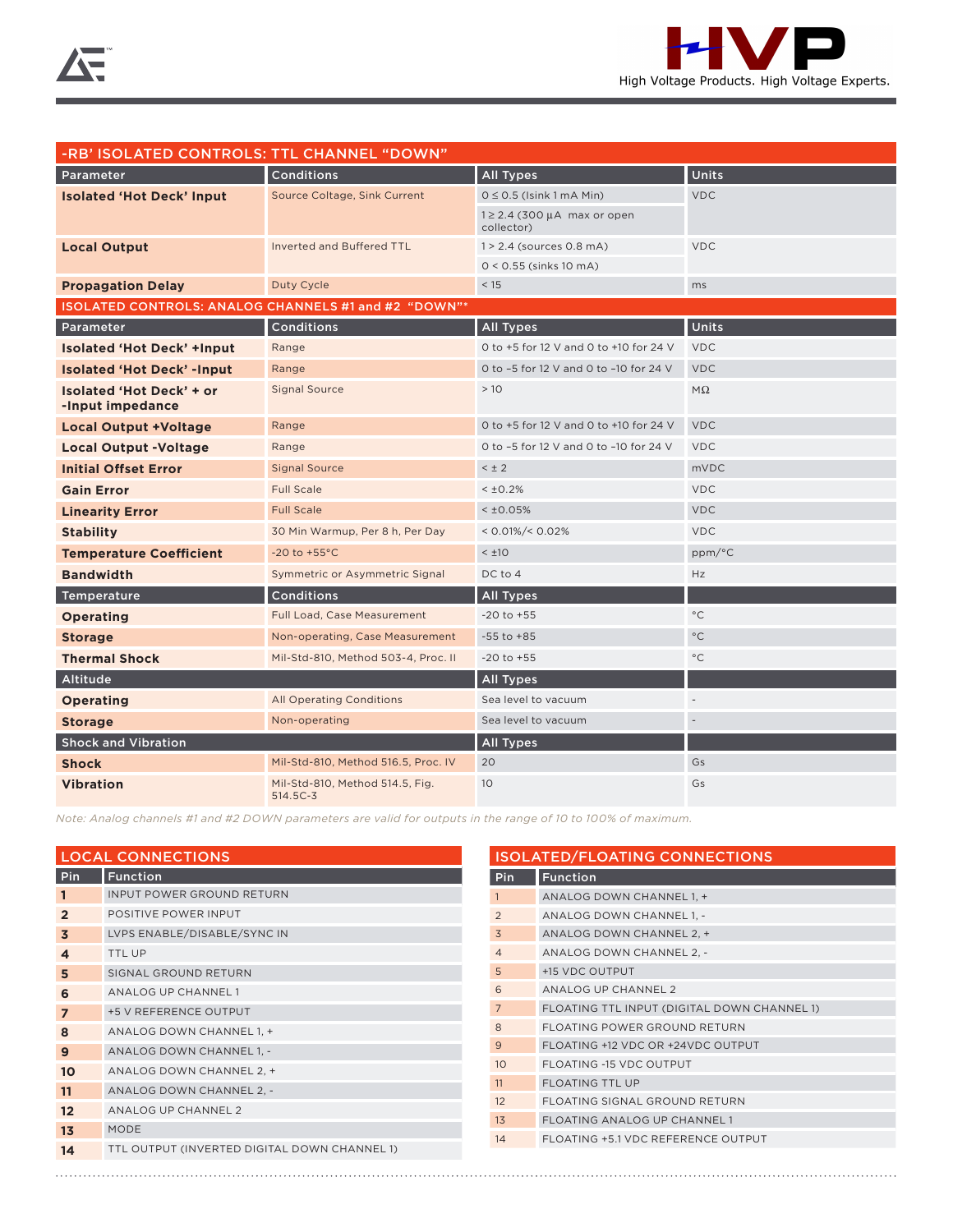## -RB' ISOLATED CONTROLS: TTL CHANNEL "DOWN"

| Parameter | Conditions | All Types | Units |
|---|---|---|---|
| **Isolated 'Hot Deck' Input** | Source Coltage, Sink Current | 0 ≤ 0.5 (Isink 1 mA Min) | VDC |
| | | 1 ≥ 2.4 (300 µA max or open collector) | |
| **Local Output** | Inverted and Buffered TTL | 1 > 2.4 (sources 0.8 mA) | VDC |
| | | 0 < 0.55 (sinks 10 mA) | |
| **Propagation Delay** | Duty Cycle | < 15 | ms |

## ISOLATED CONTROLS: ANALOG CHANNELS #1 and #2 "DOWN"*

| Parameter | Conditions | All Types | Units |
|---|---|---|---|
| **Isolated 'Hot Deck' +Input** | Range | 0 to +5 for 12 V and 0 to +10 for 24 V | VDC |
| **Isolated 'Hot Deck' -Input** | Range | 0 to –5 for 12 V and 0 to –10 for 24 V | VDC |
| **Isolated 'Hot Deck' + or -Input impedance** | Signal Source | > 10 | MΩ |
| **Local Output +Voltage** | Range | 0 to +5 for 12 V and 0 to +10 for 24 V | VDC |
| **Local Output -Voltage** | Range | 0 to –5 for 12 V and 0 to –10 for 24 V | VDC |
| **Initial Offset Error** | Signal Source | < ± 2 | mVDC |
| **Gain Error** | Full Scale | < ±0.2% | VDC |
| **Linearity Error** | Full Scale | < ±0.05% | VDC |
| **Stability** | 30 Min Warmup, Per 8 h, Per Day | < 0.01%/< 0.02% | VDC |
| **Temperature Coefficient** | -20 to +55°C | < ±10 | ppm/°C |
| **Bandwidth** | Symmetric or Asymmetric Signal | DC to 4 | Hz |

| Temperature | Conditions | All Types | |
|---|---|---|---|
| **Operating** | Full Load, Case Measurement | -20 to +55 | °C |
| **Storage** | Non-operating, Case Measurement | -55 to +85 | °C |
| **Thermal Shock** | Mil-Std-810, Method 503-4, Proc. II | -20 to +55 | °C |

| Altitude | | All Types | |
|---|---|---|---|
| **Operating** | All Operating Conditions | Sea level to vacuum | - |
| **Storage** | Non-operating | Sea level to vacuum | - |

| Shock and Vibration | | All Types | |
|---|---|---|---|
| **Shock** | Mil-Std-810, Method 516.5, Proc. IV | 20 | Gs |
| **Vibration** | Mil-Std-810, Method 514.5, Fig. 514.5C-3 | 10 | Gs |

*Note: Analog channels #1 and #2 DOWN parameters are valid for outputs in the range of 10 to 100% of maximum.*

## LOCAL CONNECTIONS

| Pin | Function |
|---|---|
| **1** | INPUT POWER GROUND RETURN |
| **2** | POSITIVE POWER INPUT |
| **3** | LVPS ENABLE/DISABLE/SYNC IN |
| **4** | TTL UP |
| **5** | SIGNAL GROUND RETURN |
| **6** | ANALOG UP CHANNEL 1 |
| **7** | +5 V REFERENCE OUTPUT |
| **8** | ANALOG DOWN CHANNEL 1, + |
| **9** | ANALOG DOWN CHANNEL 1, - |
| **10** | ANALOG DOWN CHANNEL 2, + |
| **11** | ANALOG DOWN CHANNEL 2, - |
| **12** | ANALOG UP CHANNEL 2 |
| **13** | MODE |
| **14** | TTL OUTPUT (INVERTED DIGITAL DOWN CHANNEL 1) |

## ISOLATED/FLOATING CONNECTIONS

| Pin | Function |
|---|---|
| 1 | ANALOG DOWN CHANNEL 1, + |
| 2 | ANALOG DOWN CHANNEL 1, - |
| 3 | ANALOG DOWN CHANNEL 2, + |
| 4 | ANALOG DOWN CHANNEL 2, - |
| 5 | +15 VDC OUTPUT |
| 6 | ANALOG UP CHANNEL 2 |
| 7 | FLOATING TTL INPUT (DIGITAL DOWN CHANNEL 1) |
| 8 | FLOATING POWER GROUND RETURN |
| 9 | FLOATING +12 VDC OR +24VDC OUTPUT |
| 10 | FLOATING -15 VDC OUTPUT |
| 11 | FLOATING TTL UP |
| 12 | FLOATING SIGNAL GROUND RETURN |
| 13 | FLOATING ANALOG UP CHANNEL 1 |
| 14 | FLOATING +5.1 VDC REFERENCE OUTPUT |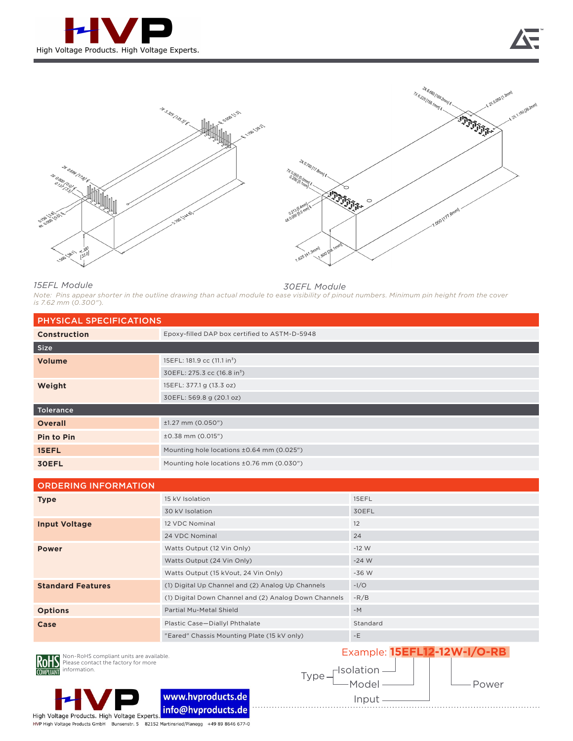15EFL Module

30EFL Module

*Note: Pins appear shorter in the outline drawing than actual module to ease visibility of pinout numbers. Minimum pin height from the cover is 7.62 mm (0.300").*

## PHYSICAL SPECIFICATIONS

| | |
|---|---|
| **Construction** | Epoxy-filled DAP box certified to ASTM-D-5948 |
| **Size** | |
| **Volume** | 15EFL: 181.9 cc (11.1 in³) |
| | 30EFL: 275.3 cc (16.8 in³) |
| **Weight** | 15EFL: 377.1 g (13.3 oz) |
| | 30EFL: 569.8 g (20.1 oz) |
| **Tolerance** | |
| **Overall** | ±1.27 mm (0.050") |
| **Pin to Pin** | ±0.38 mm (0.015") |
| **15EFL** | Mounting hole locations ±0.64 mm (0.025") |
| **30EFL** | Mounting hole locations ±0.76 mm (0.030") |

## ORDERING INFORMATION

| | | |
|---|---|---|
| **Type** | 15 kV Isolation | 15EFL |
| | 30 kV Isolation | 30EFL |
| **Input Voltage** | 12 VDC Nominal | 12 |
| | 24 VDC Nominal | 24 |
| **Power** | Watts Output (12 Vin Only) | -12 W |
| | Watts Output (24 Vin Only) | -24 W |
| | Watts Output (15 kVout, 24 Vin Only) | -36 W |
| **Standard Features** | (1) Digital Up Channel and (2) Analog Up Channels | -I/O |
| | (1) Digital Down Channel and (2) Analog Down Channels | -R/B |
| **Options** | Partial Mu-Metal Shield | -M |
| **Case** | Plastic Case—Diallyl Phthalate | Standard |
| | "Eared" Chassis Mounting Plate (15 kV only) | -E |

Example: **15EFL12-12W-I/O-RB**

Type – Isolation, Model; Input; Power

Non-RoHS compliant units are available. Please contact the factory for more information.

High Voltage Products. High Voltage Experts.

www.hvproducts.de
info@hvproducts.de

HVP High Voltage Products GmbH  Bunsenstr. 5  82152 Martinsried/Planegg  +49 89 8646 677-0